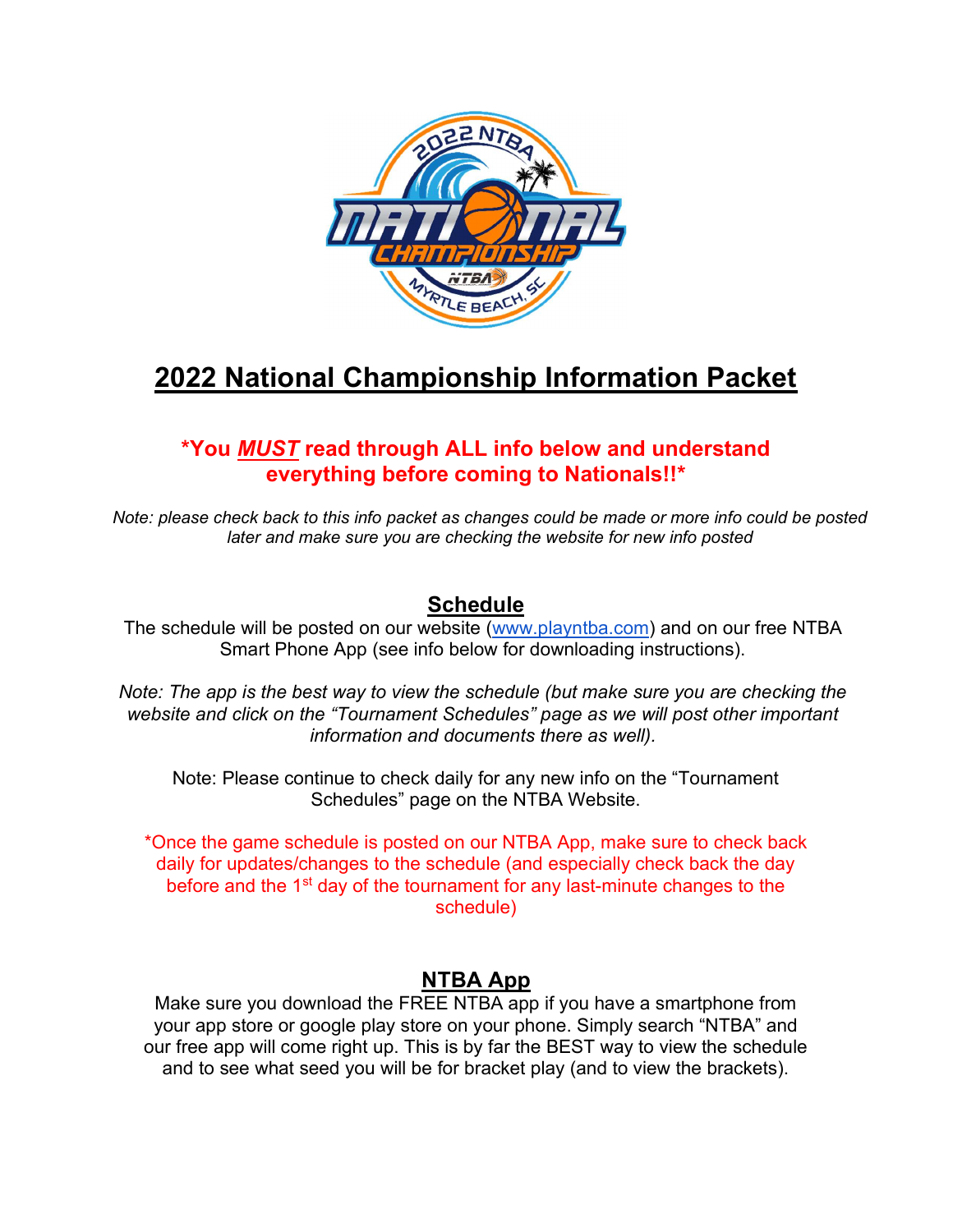# 2022 National Championship Information Packet

**\*You *MUST* read through ALL info below and understand everything before coming to Nationals!!\***

*Note: please check back to this info packet as changes could be made or more info could be posted later and make sure you are checking the website for new info posted*

## Schedule

The schedule will be posted on our website (www.playntba.com) and on our free NTBA Smart Phone App (see info below for downloading instructions).

*Note: The app is the best way to view the schedule (but make sure you are checking the website and click on the "Tournament Schedules" page as we will post other important information and documents there as well).*

Note: Please continue to check daily for any new info on the "Tournament Schedules" page on the NTBA Website.

*Once the game schedule is posted on our NTBA App, make sure to check back daily for updates/changes to the schedule (and especially check back the day before and the 1st day of the tournament for any last-minute changes to the schedule)

## NTBA App

Make sure you download the FREE NTBA app if you have a smartphone from your app store or google play store on your phone. Simply search "NTBA" and our free app will come right up. This is by far the BEST way to view the schedule and to see what seed you will be for bracket play (and to view the brackets).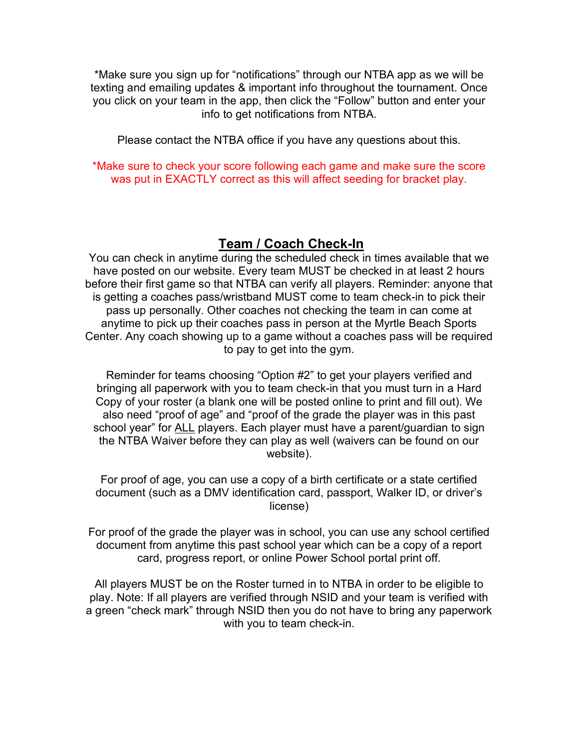*Make sure you sign up for “notifications” through our NTBA app as we will be texting and emailing updates & important info throughout the tournament. Once you click on your team in the app, then click the “Follow” button and enter your info to get notifications from NTBA.

Please contact the NTBA office if you have any questions about this.

*Make sure to check your score following each game and make sure the score was put in EXACTLY correct as this will affect seeding for bracket play.

## Team / Coach Check-In

You can check in anytime during the scheduled check in times available that we have posted on our website. Every team MUST be checked in at least 2 hours before their first game so that NTBA can verify all players. Reminder: anyone that is getting a coaches pass/wristband MUST come to team check-in to pick their pass up personally. Other coaches not checking the team in can come at anytime to pick up their coaches pass in person at the Myrtle Beach Sports Center. Any coach showing up to a game without a coaches pass will be required to pay to get into the gym.

Reminder for teams choosing “Option #2” to get your players verified and bringing all paperwork with you to team check-in that you must turn in a Hard Copy of your roster (a blank one will be posted online to print and fill out). We also need “proof of age” and “proof of the grade the player was in this past school year” for ALL players. Each player must have a parent/guardian to sign the NTBA Waiver before they can play as well (waivers can be found on our website).

For proof of age, you can use a copy of a birth certificate or a state certified document (such as a DMV identification card, passport, Walker ID, or driver’s license)

For proof of the grade the player was in school, you can use any school certified document from anytime this past school year which can be a copy of a report card, progress report, or online Power School portal print off.

All players MUST be on the Roster turned in to NTBA in order to be eligible to play. Note: If all players are verified through NSID and your team is verified with a green “check mark” through NSID then you do not have to bring any paperwork with you to team check-in.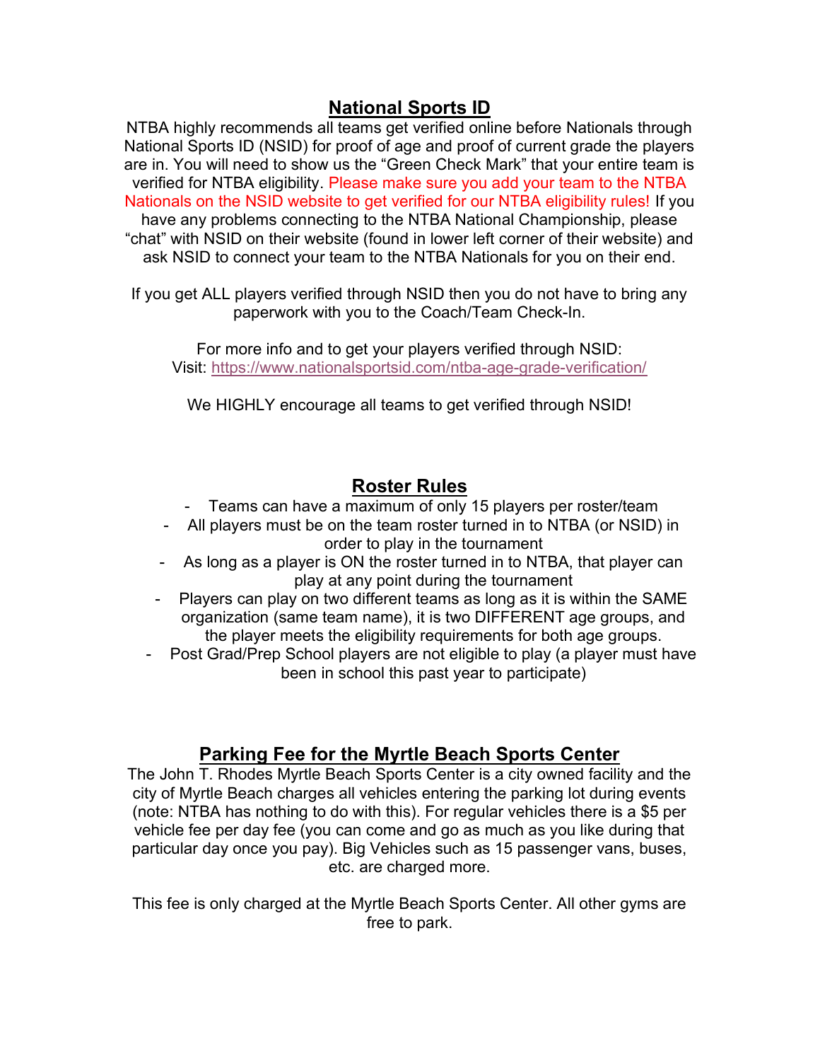## National Sports ID

NTBA highly recommends all teams get verified online before Nationals through National Sports ID (NSID) for proof of age and proof of current grade the players are in. You will need to show us the "Green Check Mark" that your entire team is verified for NTBA eligibility. Please make sure you add your team to the NTBA Nationals on the NSID website to get verified for our NTBA eligibility rules! If you have any problems connecting to the NTBA National Championship, please "chat" with NSID on their website (found in lower left corner of their website) and ask NSID to connect your team to the NTBA Nationals for you on their end.

If you get ALL players verified through NSID then you do not have to bring any paperwork with you to the Coach/Team Check-In.

For more info and to get your players verified through NSID:
Visit: https://www.nationalsportsid.com/ntba-age-grade-verification/

We HIGHLY encourage all teams to get verified through NSID!

## Roster Rules

- Teams can have a maximum of only 15 players per roster/team
- All players must be on the team roster turned in to NTBA (or NSID) in order to play in the tournament
- As long as a player is ON the roster turned in to NTBA, that player can play at any point during the tournament
- Players can play on two different teams as long as it is within the SAME organization (same team name), it is two DIFFERENT age groups, and the player meets the eligibility requirements for both age groups.
- Post Grad/Prep School players are not eligible to play (a player must have been in school this past year to participate)

## Parking Fee for the Myrtle Beach Sports Center

The John T. Rhodes Myrtle Beach Sports Center is a city owned facility and the city of Myrtle Beach charges all vehicles entering the parking lot during events (note: NTBA has nothing to do with this). For regular vehicles there is a $5 per vehicle fee per day fee (you can come and go as much as you like during that particular day once you pay). Big Vehicles such as 15 passenger vans, buses, etc. are charged more.

This fee is only charged at the Myrtle Beach Sports Center. All other gyms are free to park.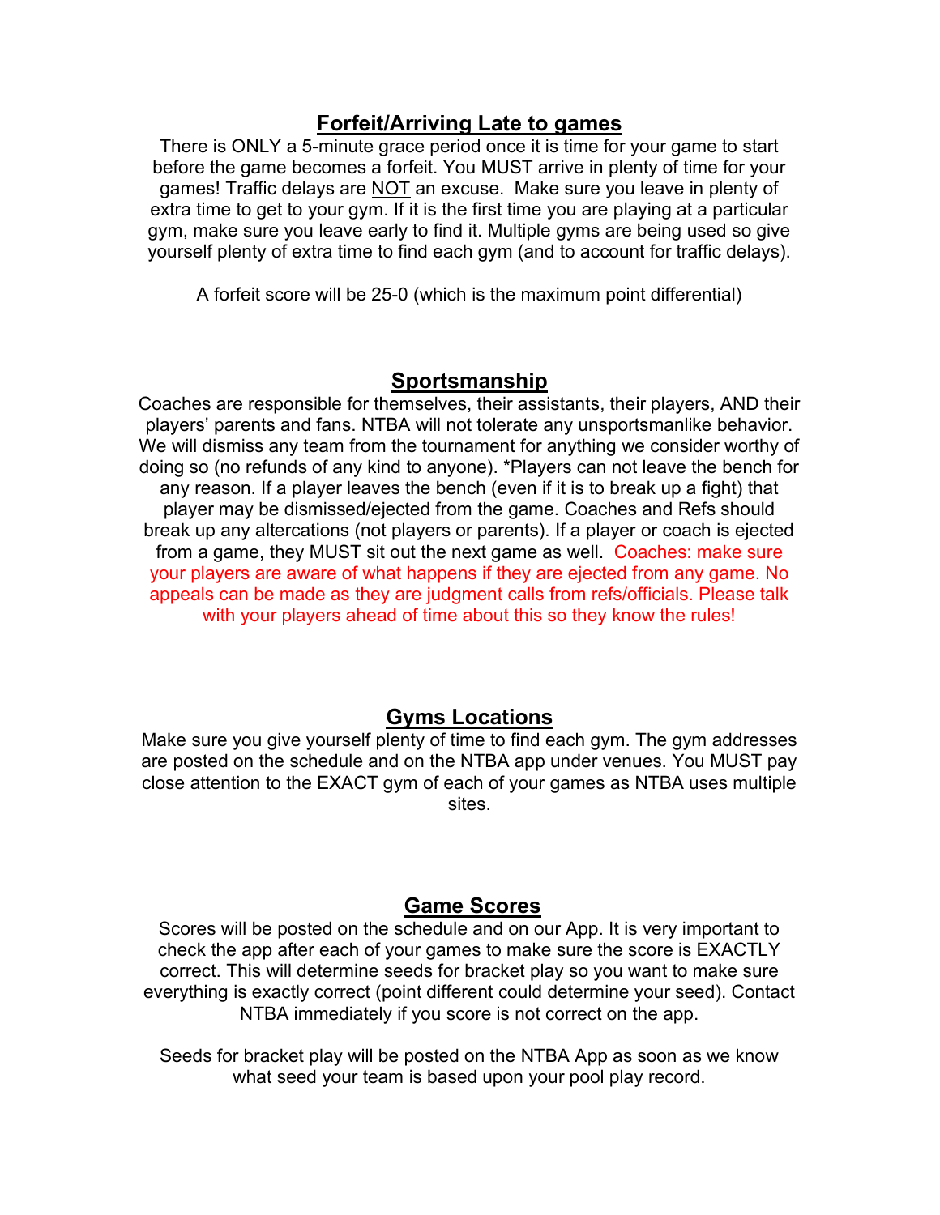## Forfeit/Arriving Late to games

There is ONLY a 5-minute grace period once it is time for your game to start before the game becomes a forfeit. You MUST arrive in plenty of time for your games! Traffic delays are NOT an excuse. Make sure you leave in plenty of extra time to get to your gym. If it is the first time you are playing at a particular gym, make sure you leave early to find it. Multiple gyms are being used so give yourself plenty of extra time to find each gym (and to account for traffic delays).

A forfeit score will be 25-0 (which is the maximum point differential)

## Sportsmanship

Coaches are responsible for themselves, their assistants, their players, AND their players' parents and fans. NTBA will not tolerate any unsportsmanlike behavior. We will dismiss any team from the tournament for anything we consider worthy of doing so (no refunds of any kind to anyone). *Players can not leave the bench for any reason. If a player leaves the bench (even if it is to break up a fight) that player may be dismissed/ejected from the game. Coaches and Refs should break up any altercations (not players or parents). If a player or coach is ejected from a game, they MUST sit out the next game as well. Coaches: make sure your players are aware of what happens if they are ejected from any game. No appeals can be made as they are judgment calls from refs/officials. Please talk with your players ahead of time about this so they know the rules!

## Gyms Locations

Make sure you give yourself plenty of time to find each gym. The gym addresses are posted on the schedule and on the NTBA app under venues. You MUST pay close attention to the EXACT gym of each of your games as NTBA uses multiple sites.

## Game Scores

Scores will be posted on the schedule and on our App. It is very important to check the app after each of your games to make sure the score is EXACTLY correct. This will determine seeds for bracket play so you want to make sure everything is exactly correct (point different could determine your seed). Contact NTBA immediately if you score is not correct on the app.

Seeds for bracket play will be posted on the NTBA App as soon as we know what seed your team is based upon your pool play record.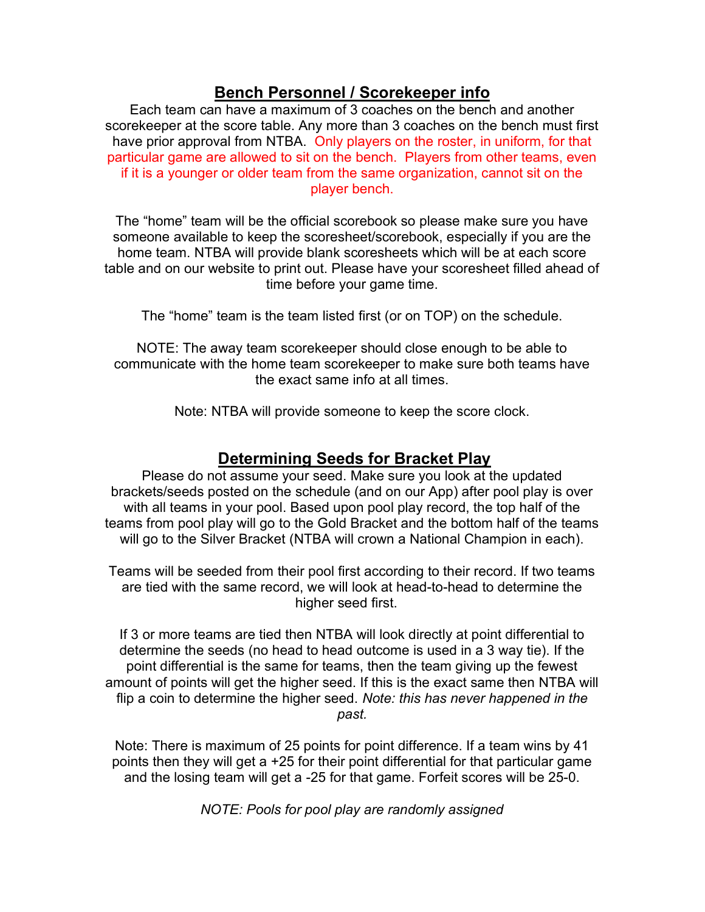## Bench Personnel / Scorekeeper info

Each team can have a maximum of 3 coaches on the bench and another scorekeeper at the score table. Any more than 3 coaches on the bench must first have prior approval from NTBA. Only players on the roster, in uniform, for that particular game are allowed to sit on the bench. Players from other teams, even if it is a younger or older team from the same organization, cannot sit on the player bench.

The "home" team will be the official scorebook so please make sure you have someone available to keep the scoresheet/scorebook, especially if you are the home team. NTBA will provide blank scoresheets which will be at each score table and on our website to print out. Please have your scoresheet filled ahead of time before your game time.

The "home" team is the team listed first (or on TOP) on the schedule.

NOTE: The away team scorekeeper should close enough to be able to communicate with the home team scorekeeper to make sure both teams have the exact same info at all times.

Note: NTBA will provide someone to keep the score clock.

## Determining Seeds for Bracket Play

Please do not assume your seed. Make sure you look at the updated brackets/seeds posted on the schedule (and on our App) after pool play is over with all teams in your pool. Based upon pool play record, the top half of the teams from pool play will go to the Gold Bracket and the bottom half of the teams will go to the Silver Bracket (NTBA will crown a National Champion in each).

Teams will be seeded from their pool first according to their record. If two teams are tied with the same record, we will look at head-to-head to determine the higher seed first.

If 3 or more teams are tied then NTBA will look directly at point differential to determine the seeds (no head to head outcome is used in a 3 way tie). If the point differential is the same for teams, then the team giving up the fewest amount of points will get the higher seed. If this is the exact same then NTBA will flip a coin to determine the higher seed. *Note: this has never happened in the past.*

Note: There is maximum of 25 points for point difference. If a team wins by 41 points then they will get a +25 for their point differential for that particular game and the losing team will get a -25 for that game. Forfeit scores will be 25-0.

*NOTE: Pools for pool play are randomly assigned*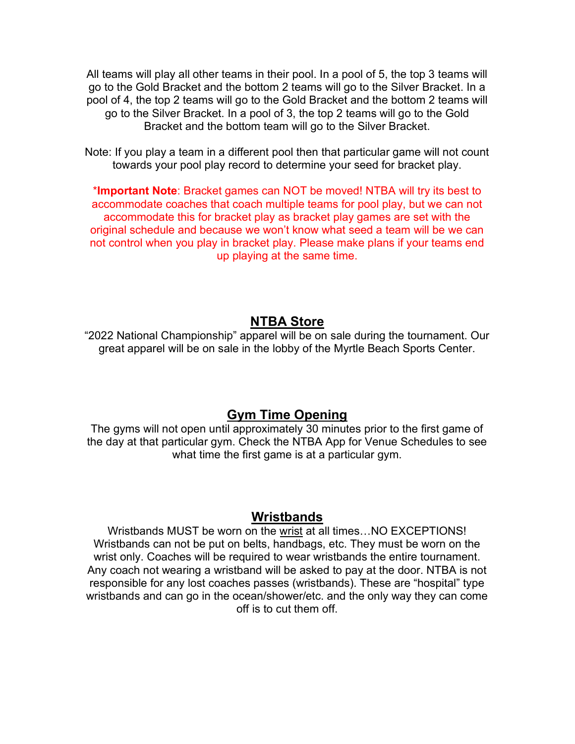All teams will play all other teams in their pool. In a pool of 5, the top 3 teams will go to the Gold Bracket and the bottom 2 teams will go to the Silver Bracket. In a pool of 4, the top 2 teams will go to the Gold Bracket and the bottom 2 teams will go to the Silver Bracket. In a pool of 3, the top 2 teams will go to the Gold Bracket and the bottom team will go to the Silver Bracket.

Note: If you play a team in a different pool then that particular game will not count towards your pool play record to determine your seed for bracket play.

***Important Note**: Bracket games can NOT be moved! NTBA will try its best to accommodate coaches that coach multiple teams for pool play, but we can not accommodate this for bracket play as bracket play games are set with the original schedule and because we won't know what seed a team will be we can not control when you play in bracket play. Please make plans if your teams end up playing at the same time.

## NTBA Store

"2022 National Championship" apparel will be on sale during the tournament. Our great apparel will be on sale in the lobby of the Myrtle Beach Sports Center.

## Gym Time Opening

The gyms will not open until approximately 30 minutes prior to the first game of the day at that particular gym. Check the NTBA App for Venue Schedules to see what time the first game is at a particular gym.

## Wristbands

Wristbands MUST be worn on the wrist at all times…NO EXCEPTIONS! Wristbands can not be put on belts, handbags, etc. They must be worn on the wrist only. Coaches will be required to wear wristbands the entire tournament. Any coach not wearing a wristband will be asked to pay at the door. NTBA is not responsible for any lost coaches passes (wristbands). These are "hospital" type wristbands and can go in the ocean/shower/etc. and the only way they can come off is to cut them off.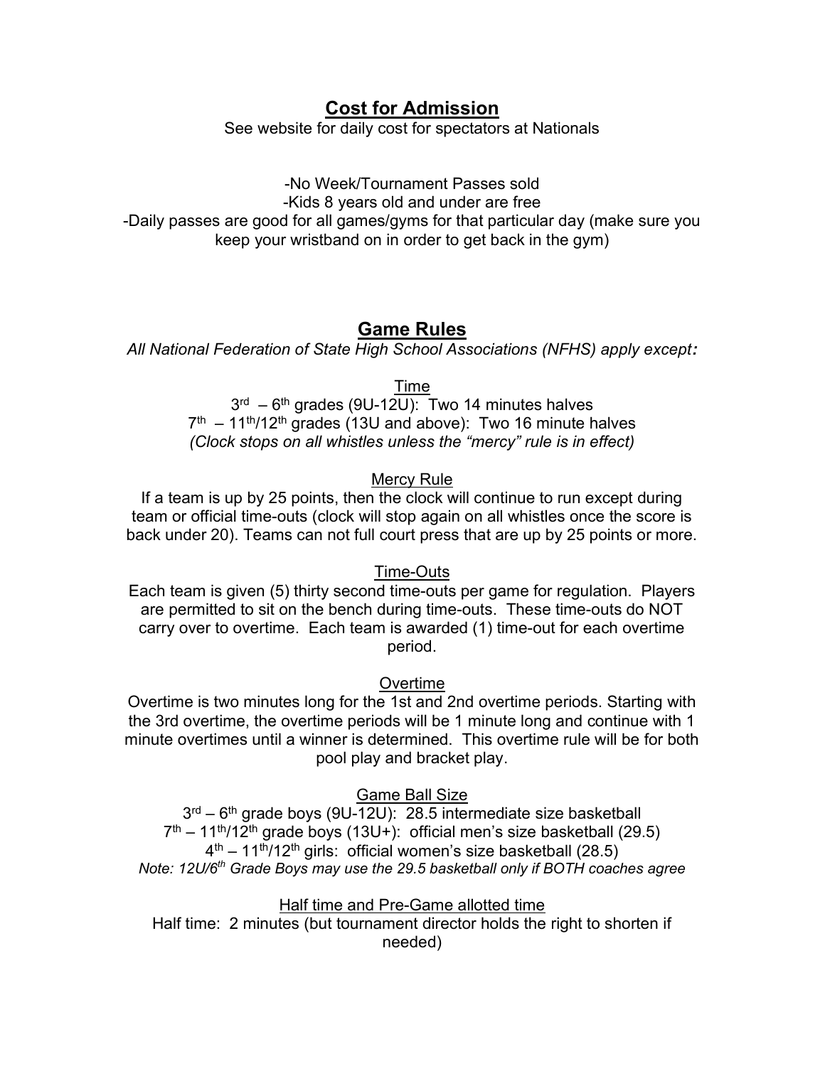## Cost for Admission

See website for daily cost for spectators at Nationals

-No Week/Tournament Passes sold

-Kids 8 years old and under are free

-Daily passes are good for all games/gyms for that particular day (make sure you keep your wristband on in order to get back in the gym)

## Game Rules

*All National Federation of State High School Associations (NFHS) apply except:*

### Time

3rd – 6th grades (9U-12U): Two 14 minutes halves

7th – 11th/12th grades (13U and above): Two 16 minute halves

*(Clock stops on all whistles unless the "mercy" rule is in effect)*

### Mercy Rule

If a team is up by 25 points, then the clock will continue to run except during team or official time-outs (clock will stop again on all whistles once the score is back under 20). Teams can not full court press that are up by 25 points or more.

### Time-Outs

Each team is given (5) thirty second time-outs per game for regulation. Players are permitted to sit on the bench during time-outs. These time-outs do NOT carry over to overtime. Each team is awarded (1) time-out for each overtime period.

### Overtime

Overtime is two minutes long for the 1st and 2nd overtime periods. Starting with the 3rd overtime, the overtime periods will be 1 minute long and continue with 1 minute overtimes until a winner is determined. This overtime rule will be for both pool play and bracket play.

### Game Ball Size

3rd – 6th grade boys (9U-12U): 28.5 intermediate size basketball

7th – 11th/12th grade boys (13U+): official men's size basketball (29.5)

4th – 11th/12th girls: official women's size basketball (28.5)

*Note: 12U/6th Grade Boys may use the 29.5 basketball only if BOTH coaches agree*

### Half time and Pre-Game allotted time

Half time: 2 minutes (but tournament director holds the right to shorten if needed)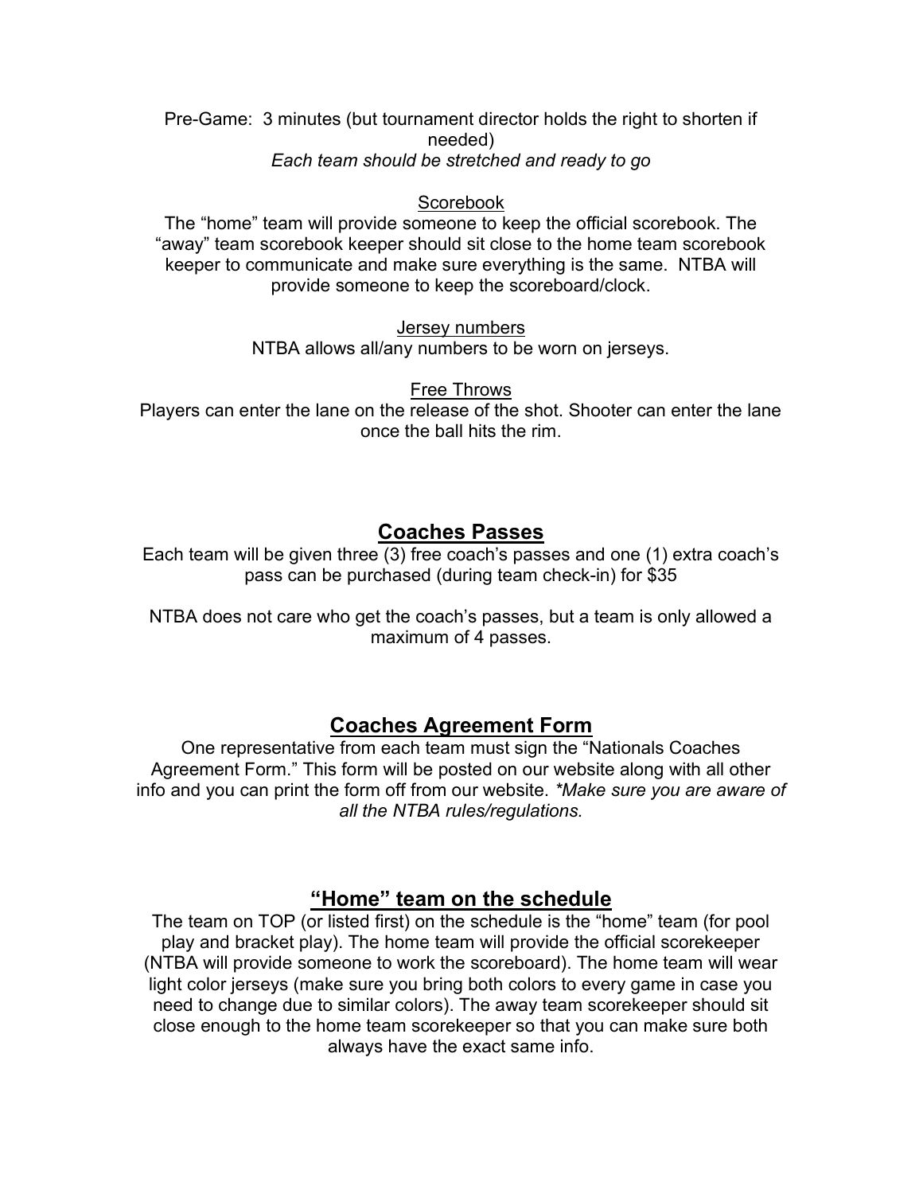Pre-Game: 3 minutes (but tournament director holds the right to shorten if needed)
*Each team should be stretched and ready to go*

<u>Scorebook</u>
The "home" team will provide someone to keep the official scorebook. The "away" team scorebook keeper should sit close to the home team scorebook keeper to communicate and make sure everything is the same. NTBA will provide someone to keep the scoreboard/clock.

<u>Jersey numbers</u>
NTBA allows all/any numbers to be worn on jerseys.

<u>Free Throws</u>
Players can enter the lane on the release of the shot. Shooter can enter the lane once the ball hits the rim.

## Coaches Passes

Each team will be given three (3) free coach's passes and one (1) extra coach's pass can be purchased (during team check-in) for $35

NTBA does not care who get the coach's passes, but a team is only allowed a maximum of 4 passes.

## Coaches Agreement Form

One representative from each team must sign the "Nationals Coaches Agreement Form." This form will be posted on our website along with all other info and you can print the form off from our website. *\*Make sure you are aware of all the NTBA rules/regulations.*

## "Home" team on the schedule

The team on TOP (or listed first) on the schedule is the "home" team (for pool play and bracket play). The home team will provide the official scorekeeper (NTBA will provide someone to work the scoreboard). The home team will wear light color jerseys (make sure you bring both colors to every game in case you need to change due to similar colors). The away team scorekeeper should sit close enough to the home team scorekeeper so that you can make sure both always have the exact same info.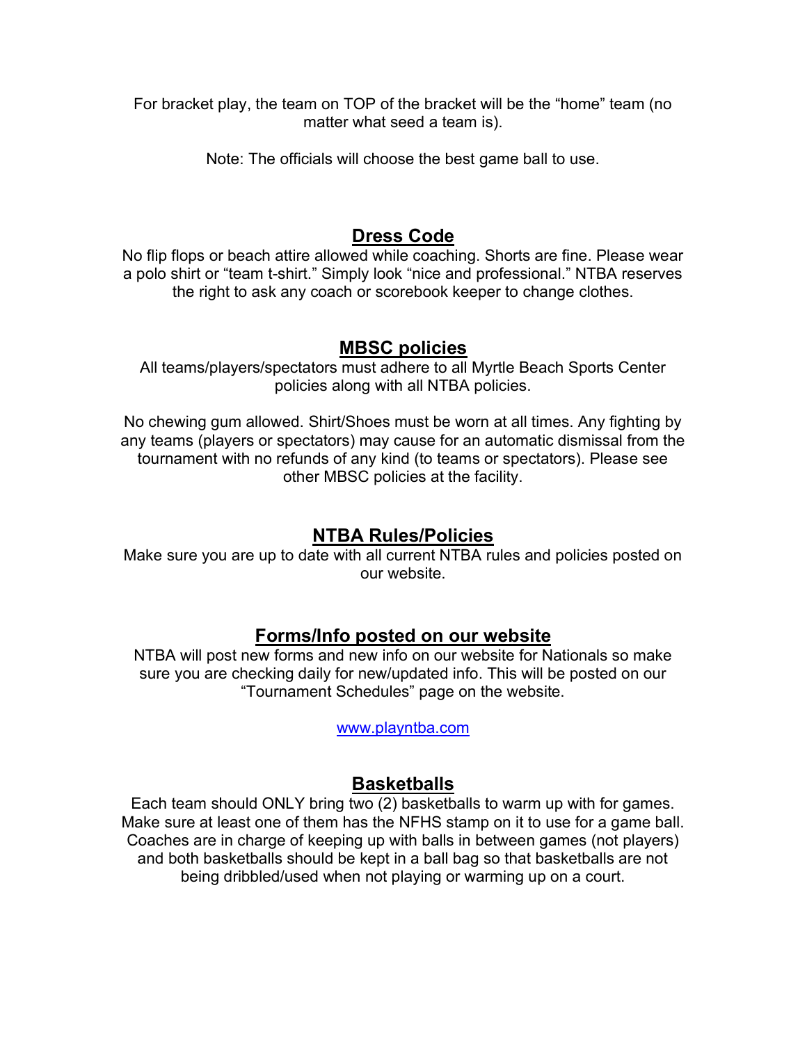For bracket play, the team on TOP of the bracket will be the "home" team (no matter what seed a team is).

Note: The officials will choose the best game ball to use.

## Dress Code

No flip flops or beach attire allowed while coaching. Shorts are fine. Please wear a polo shirt or "team t-shirt." Simply look "nice and professional." NTBA reserves the right to ask any coach or scorebook keeper to change clothes.

## MBSC policies

All teams/players/spectators must adhere to all Myrtle Beach Sports Center policies along with all NTBA policies.

No chewing gum allowed. Shirt/Shoes must be worn at all times. Any fighting by any teams (players or spectators) may cause for an automatic dismissal from the tournament with no refunds of any kind (to teams or spectators). Please see other MBSC policies at the facility.

## NTBA Rules/Policies

Make sure you are up to date with all current NTBA rules and policies posted on our website.

## Forms/Info posted on our website

NTBA will post new forms and new info on our website for Nationals so make sure you are checking daily for new/updated info. This will be posted on our "Tournament Schedules" page on the website.

[www.playntba.com](http://www.playntba.com)

## Basketballs

Each team should ONLY bring two (2) basketballs to warm up with for games. Make sure at least one of them has the NFHS stamp on it to use for a game ball. Coaches are in charge of keeping up with balls in between games (not players) and both basketballs should be kept in a ball bag so that basketballs are not being dribbled/used when not playing or warming up on a court.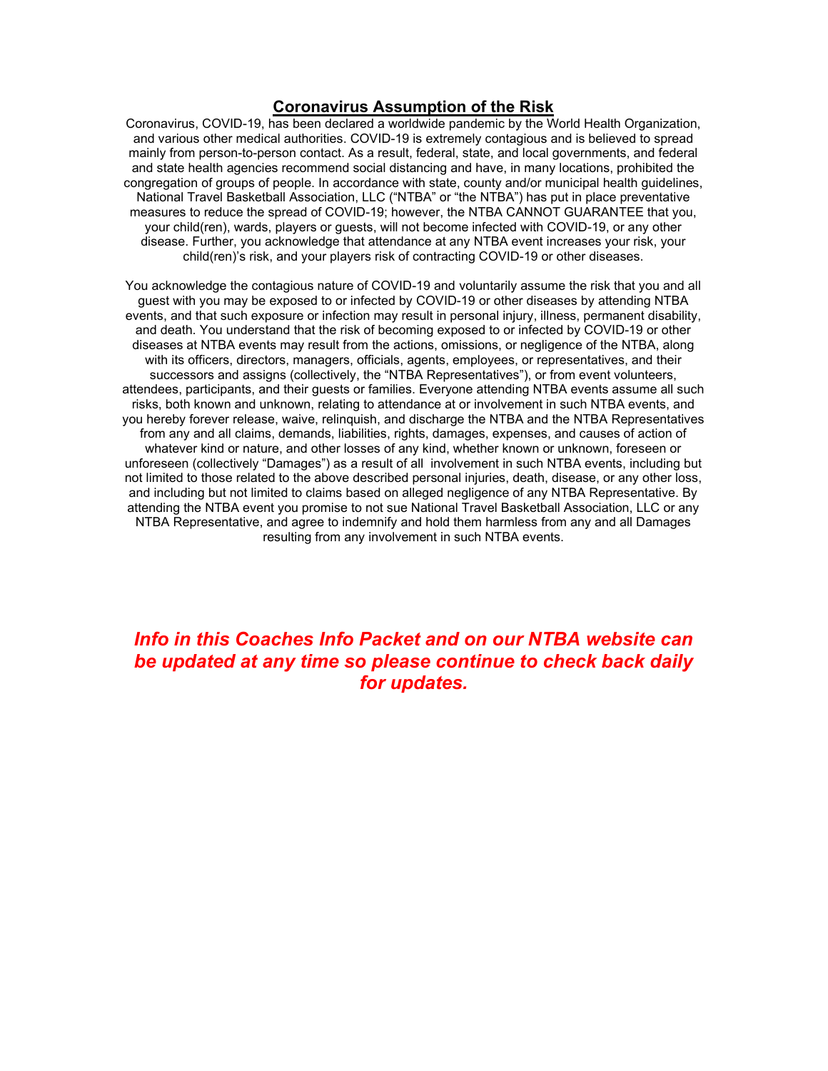## Coronavirus Assumption of the Risk

Coronavirus, COVID-19, has been declared a worldwide pandemic by the World Health Organization, and various other medical authorities. COVID-19 is extremely contagious and is believed to spread mainly from person-to-person contact. As a result, federal, state, and local governments, and federal and state health agencies recommend social distancing and have, in many locations, prohibited the congregation of groups of people. In accordance with state, county and/or municipal health guidelines, National Travel Basketball Association, LLC ("NTBA" or "the NTBA") has put in place preventative measures to reduce the spread of COVID-19; however, the NTBA CANNOT GUARANTEE that you, your child(ren), wards, players or guests, will not become infected with COVID-19, or any other disease. Further, you acknowledge that attendance at any NTBA event increases your risk, your child(ren)'s risk, and your players risk of contracting COVID-19 or other diseases.

You acknowledge the contagious nature of COVID-19 and voluntarily assume the risk that you and all guest with you may be exposed to or infected by COVID-19 or other diseases by attending NTBA events, and that such exposure or infection may result in personal injury, illness, permanent disability, and death. You understand that the risk of becoming exposed to or infected by COVID-19 or other diseases at NTBA events may result from the actions, omissions, or negligence of the NTBA, along with its officers, directors, managers, officials, agents, employees, or representatives, and their successors and assigns (collectively, the "NTBA Representatives"), or from event volunteers, attendees, participants, and their guests or families. Everyone attending NTBA events assume all such risks, both known and unknown, relating to attendance at or involvement in such NTBA events, and you hereby forever release, waive, relinquish, and discharge the NTBA and the NTBA Representatives from any and all claims, demands, liabilities, rights, damages, expenses, and causes of action of whatever kind or nature, and other losses of any kind, whether known or unknown, foreseen or unforeseen (collectively "Damages") as a result of all involvement in such NTBA events, including but not limited to those related to the above described personal injuries, death, disease, or any other loss, and including but not limited to claims based on alleged negligence of any NTBA Representative. By attending the NTBA event you promise to not sue National Travel Basketball Association, LLC or any NTBA Representative, and agree to indemnify and hold them harmless from any and all Damages resulting from any involvement in such NTBA events.

***Info in this Coaches Info Packet and on our NTBA website can be updated at any time so please continue to check back daily for updates.***